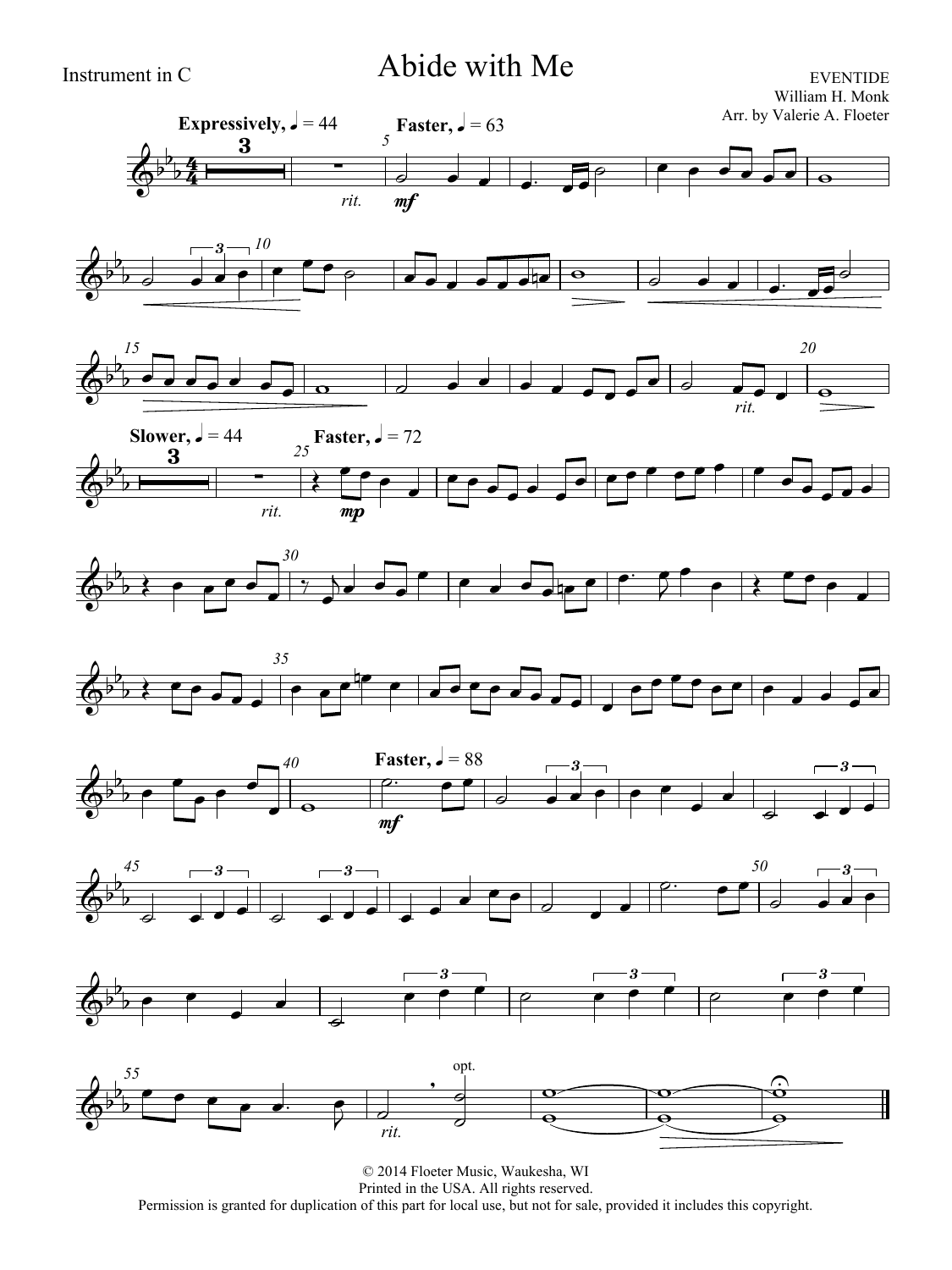Instrument in C

# Abide with Me

EVENTIDE
William H. Monk
Arr. by Valerie A. Floeter

**Expressively,** ♩ = 44 — *rit.* — **Faster,** ♩ = 63 — *mf*

*rit.*

**Slower,** ♩ = 44 — *rit.* — **Faster,** ♩ = 72 — *mp*

**Faster,** ♩ = 88 — *mf*

opt.

*rit.*

© 2014 Floeter Music, Waukesha, WI
Printed in the USA. All rights reserved.
Permission is granted for duplication of this part for local use, but not for sale, provided it includes this copyright.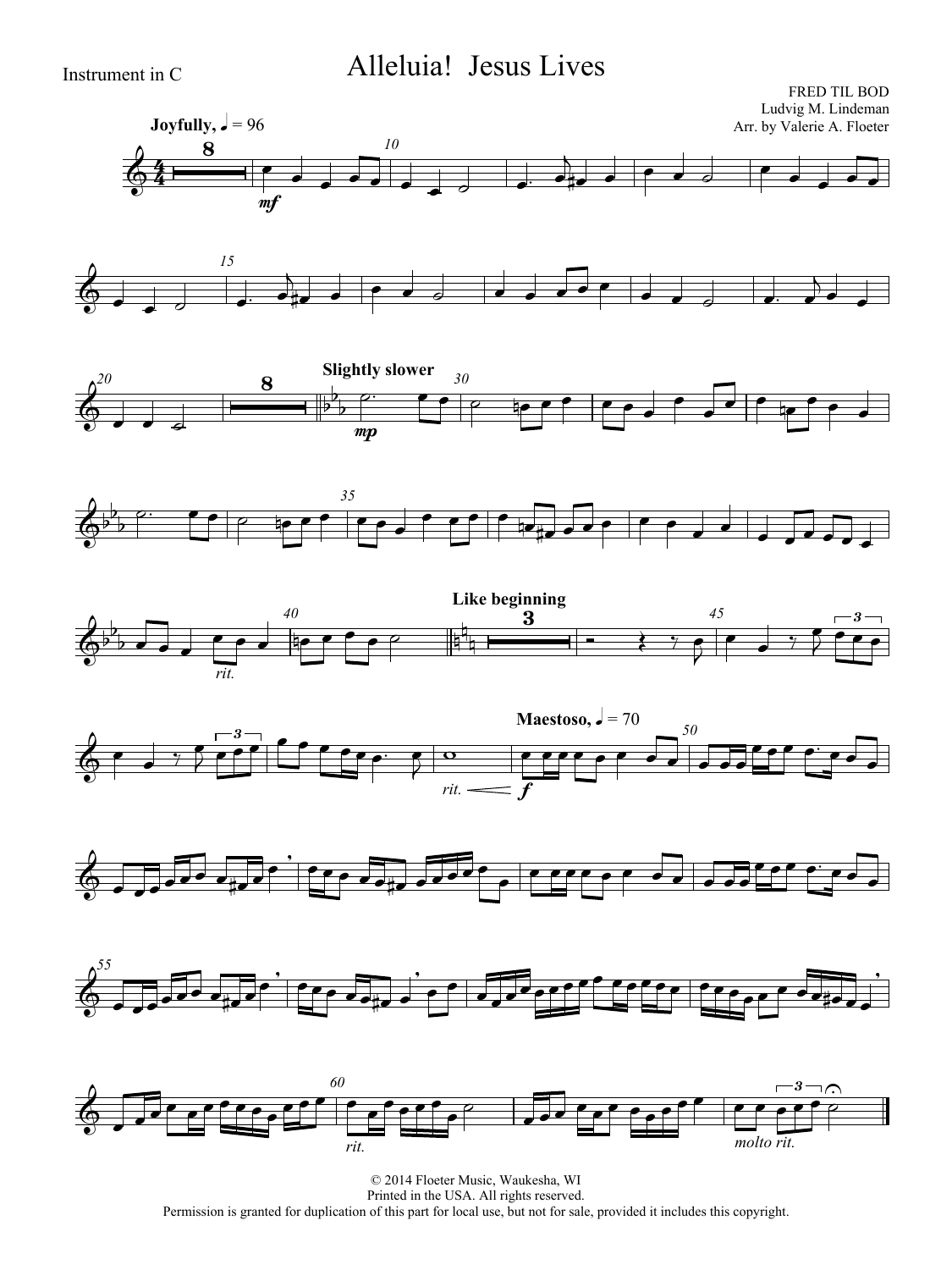Instrument in C

# Alleluia! Jesus Lives

FRED TIL BOD
Ludvig M. Lindeman
Arr. by Valerie A. Floeter

**Joyfully,** ♩ = 96

*mf*

**Slightly slower**

*mp*

*rit.*

**Like beginning**

*rit.* *f*

**Maestoso,** ♩ = 70

*rit.*

*molto rit.*

© 2014 Floeter Music, Waukesha, WI
Printed in the USA. All rights reserved.
Permission is granted for duplication of this part for local use, but not for sale, provided it includes this copyright.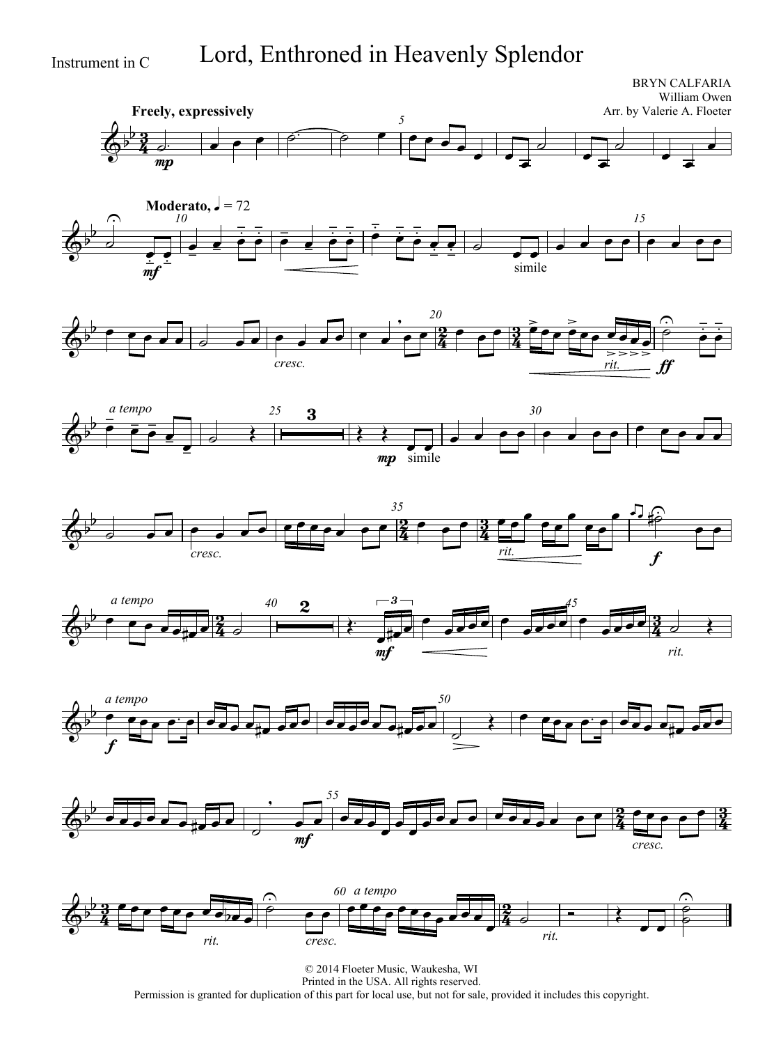Instrument in C

# Lord, Enthroned in Heavenly Splendor

BRYN CALFARIA
William Owen
Arr. by Valerie A. Floeter

© 2014 Floeter Music, Waukesha, WI
Printed in the USA. All rights reserved.
Permission is granted for duplication of this part for local use, but not for sale, provided it includes this copyright.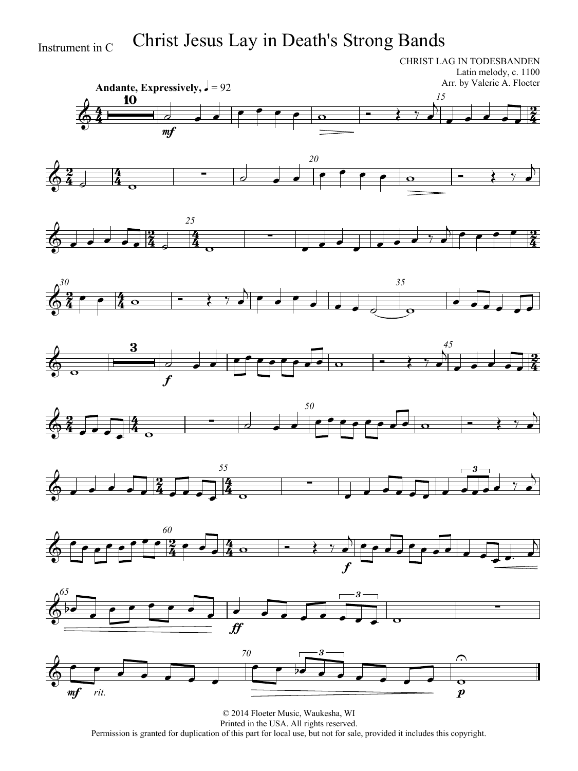Instrument in C

# Christ Jesus Lay in Death's Strong Bands

CHRIST LAG IN TODESBANDEN
Latin melody, c. 1100
Arr. by Valerie A. Floeter

**Andante, Expressively,** ♩ = 92

© 2014 Floeter Music, Waukesha, WI
Printed in the USA. All rights reserved.
Permission is granted for duplication of this part for local use, but not for sale, provided it includes this copyright.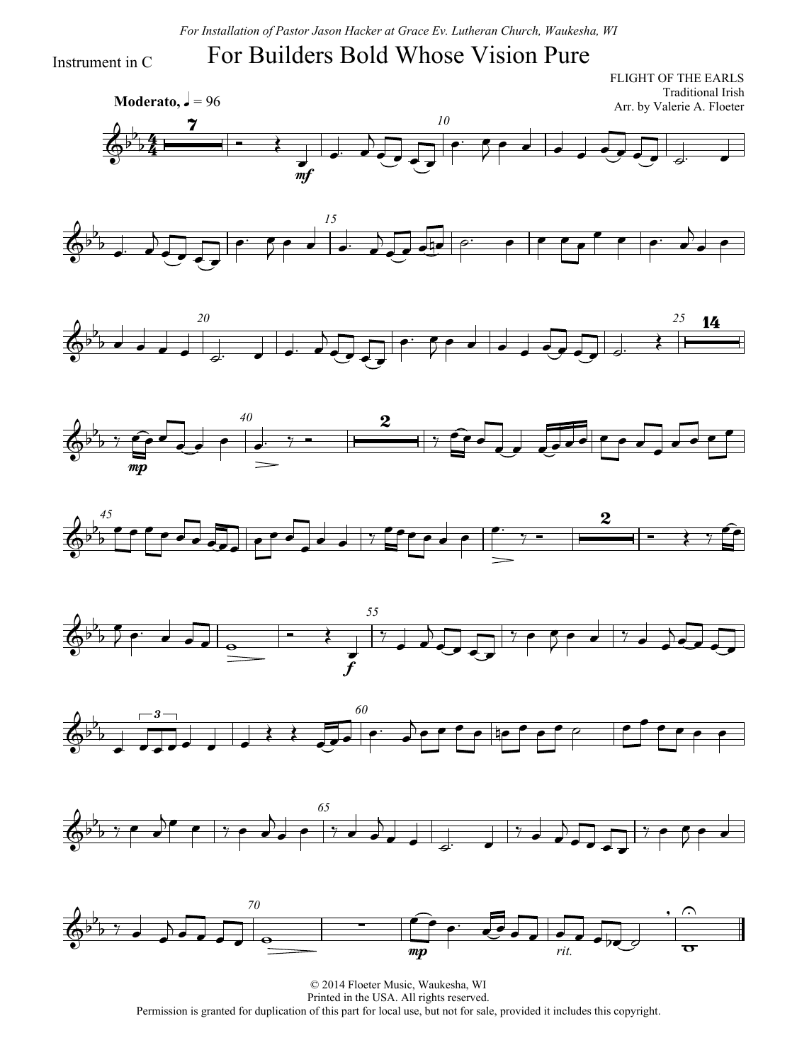*For Installation of Pastor Jason Hacker at Grace Ev. Lutheran Church, Waukesha, WI*

Instrument in C

# For Builders Bold Whose Vision Pure

FLIGHT OF THE EARLS
Traditional Irish
Arr. by Valerie A. Floeter

**Moderato,** ♩ = 96

© 2014 Floeter Music, Waukesha, WI
Printed in the USA. All rights reserved.
Permission is granted for duplication of this part for local use, but not for sale, provided it includes this copyright.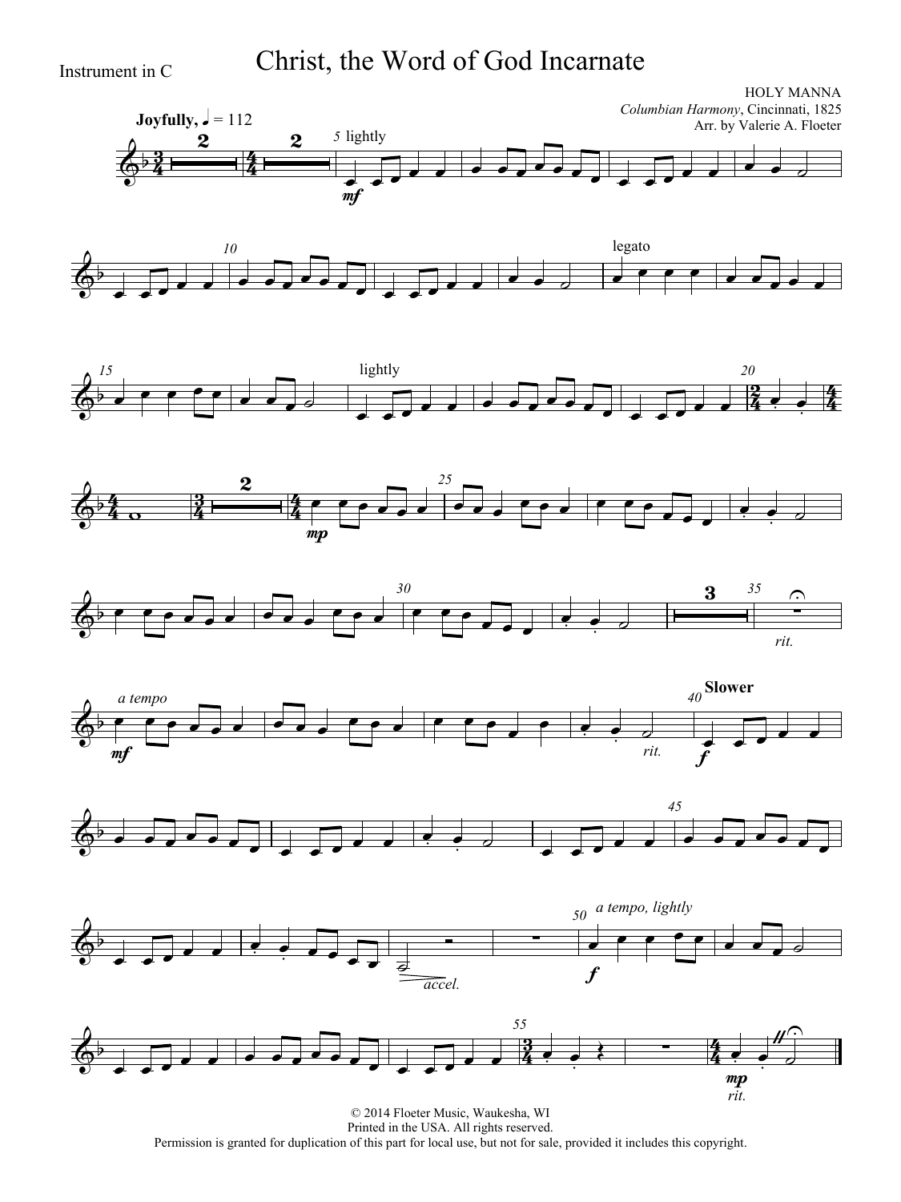Instrument in C

# Christ, the Word of God Incarnate

HOLY MANNA
*Columbian Harmony*, Cincinnati, 1825
Arr. by Valerie A. Floeter

**Joyfully,** ♩ = 112

© 2014 Floeter Music, Waukesha, WI
Printed in the USA. All rights reserved.
Permission is granted for duplication of this part for local use, but not for sale, provided it includes this copyright.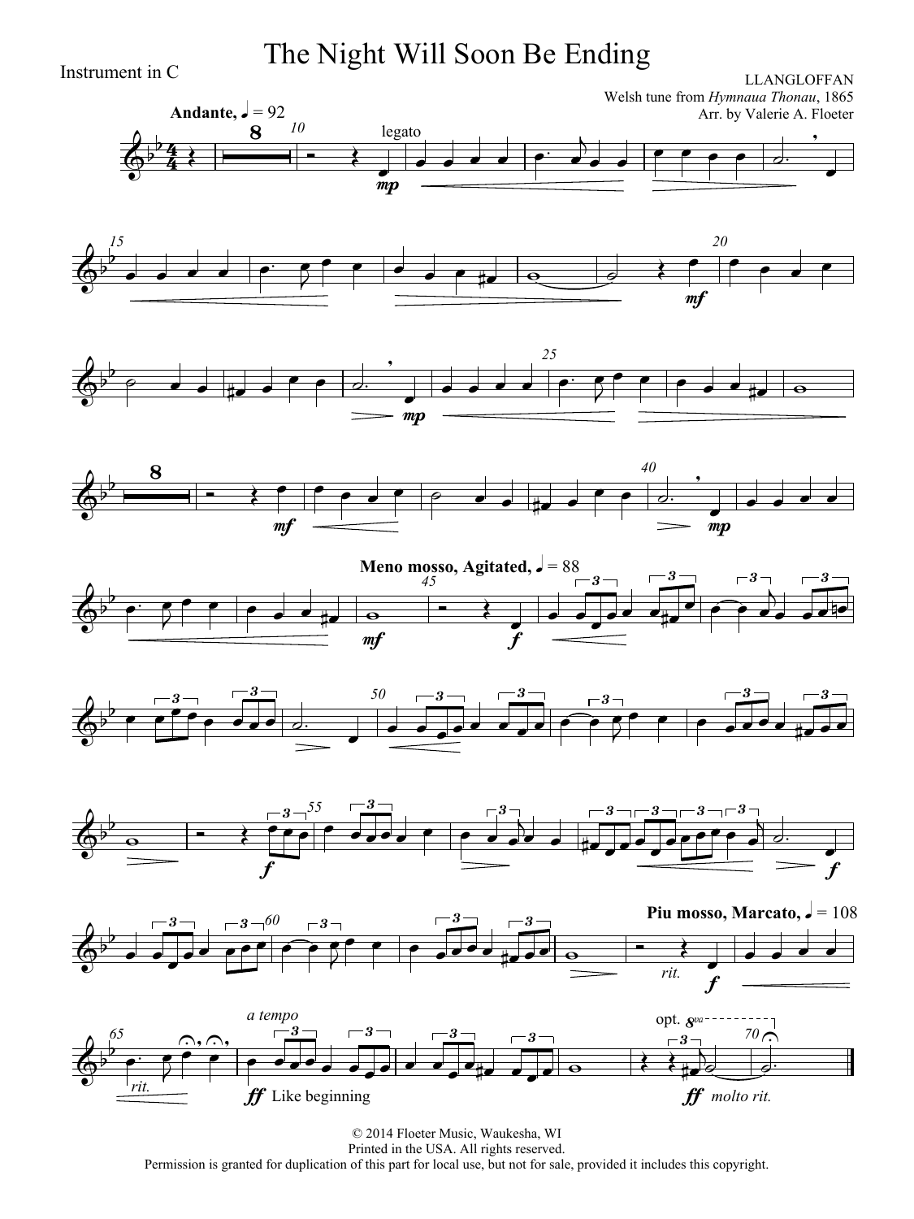Instrument in C

# The Night Will Soon Be Ending

LLANGLOFFAN
Welsh tune from *Hymnaua Thonau*, 1865
Arr. by Valerie A. Floeter

**Andante**, ♩ = 92

legato

**Meno mosso, Agitated**, ♩ = 88

**Piu mosso, Marcato**, ♩ = 108

*rit.*

*a tempo*

Like beginning

opt. 8va

*molto rit.*

© 2014 Floeter Music, Waukesha, WI
Printed in the USA. All rights reserved.
Permission is granted for duplication of this part for local use, but not for sale, provided it includes this copyright.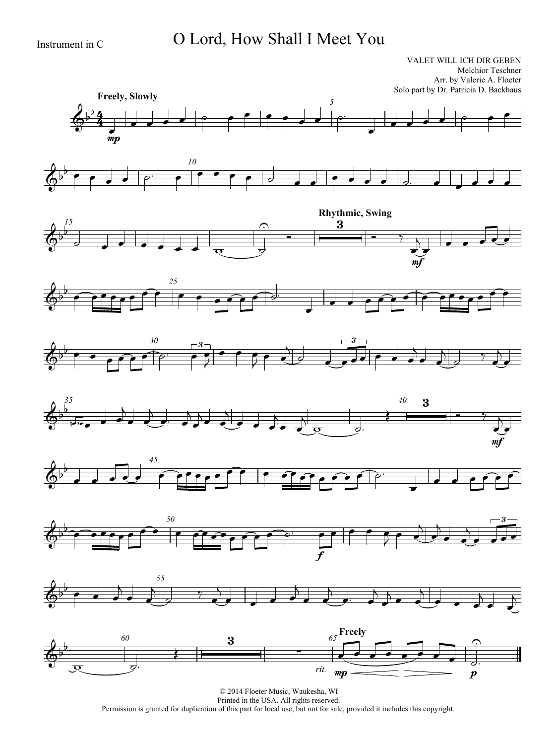Instrument in C

# O Lord, How Shall I Meet You

VALET WILL ICH DIR GEBEN
Melchior Teschner
Arr. by Valerie A. Floeter
Solo part by Dr. Patricia D. Backhaus

© 2014 Floeter Music, Waukesha, WI
Printed in the USA. All rights reserved.
Permission is granted for duplication of this part for local use, but not for sale, provided it includes this copyright.